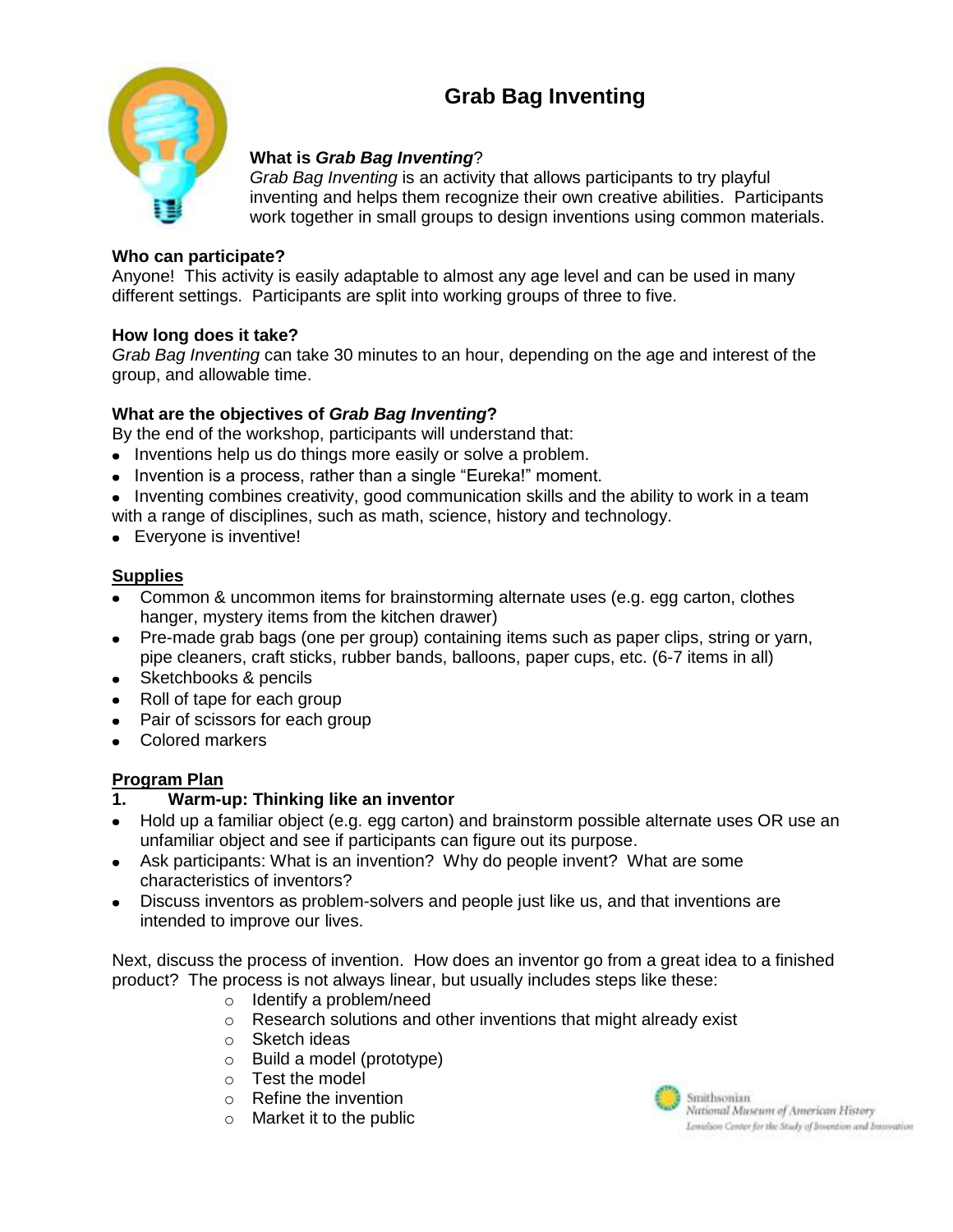# Grab Bag Inventing

**What is *Grab Bag Inventing*?**
*Grab Bag Inventing* is an activity that allows participants to try playful inventing and helps them recognize their own creative abilities. Participants work together in small groups to design inventions using common materials.

**Who can participate?**
Anyone! This activity is easily adaptable to almost any age level and can be used in many different settings. Participants are split into working groups of three to five.

**How long does it take?**
*Grab Bag Inventing* can take 30 minutes to an hour, depending on the age and interest of the group, and allowable time.

**What are the objectives of *Grab Bag Inventing*?**
By the end of the workshop, participants will understand that:

- Inventions help us do things more easily or solve a problem.
- Invention is a process, rather than a single "Eureka!" moment.
- Inventing combines creativity, good communication skills and the ability to work in a team with a range of disciplines, such as math, science, history and technology.
- Everyone is inventive!

## Supplies

- Common & uncommon items for brainstorming alternate uses (e.g. egg carton, clothes hanger, mystery items from the kitchen drawer)
- Pre-made grab bags (one per group) containing items such as paper clips, string or yarn, pipe cleaners, craft sticks, rubber bands, balloons, paper cups, etc. (6-7 items in all)
- Sketchbooks & pencils
- Roll of tape for each group
- Pair of scissors for each group
- Colored markers

## Program Plan

**1. Warm-up: Thinking like an inventor**

- Hold up a familiar object (e.g. egg carton) and brainstorm possible alternate uses OR use an unfamiliar object and see if participants can figure out its purpose.
- Ask participants: What is an invention? Why do people invent? What are some characteristics of inventors?
- Discuss inventors as problem-solvers and people just like us, and that inventions are intended to improve our lives.

Next, discuss the process of invention. How does an inventor go from a great idea to a finished product? The process is not always linear, but usually includes steps like these:

- Identify a problem/need
- Research solutions and other inventions that might already exist
- Sketch ideas
- Build a model (prototype)
- Test the model
- Refine the invention
- Market it to the public

Smithsonian
National Museum of American History
Lemelson Center for the Study of Invention and Innovation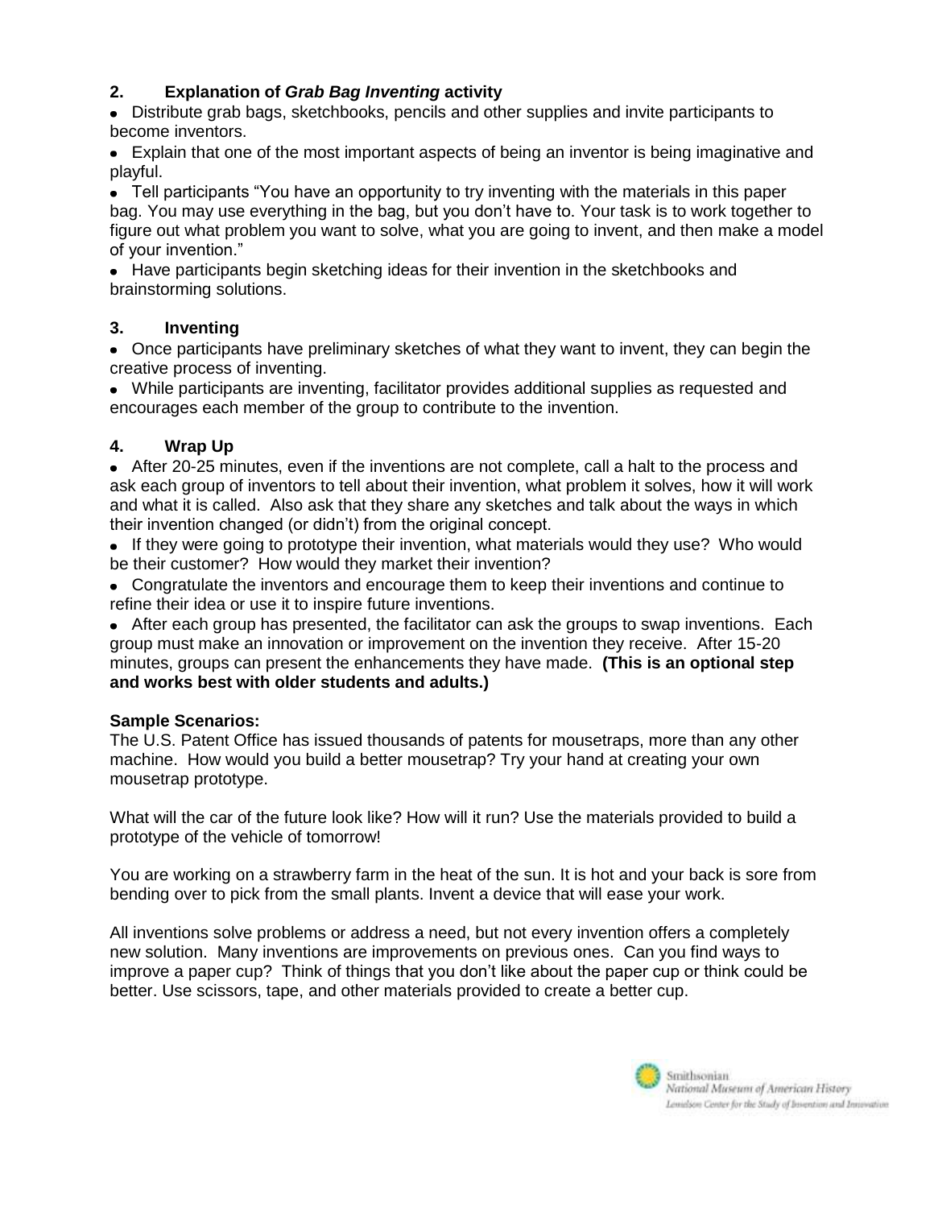## 2. Explanation of *Grab Bag Inventing* activity

- Distribute grab bags, sketchbooks, pencils and other supplies and invite participants to become inventors.
- Explain that one of the most important aspects of being an inventor is being imaginative and playful.
- Tell participants "You have an opportunity to try inventing with the materials in this paper bag. You may use everything in the bag, but you don't have to. Your task is to work together to figure out what problem you want to solve, what you are going to invent, and then make a model of your invention."
- Have participants begin sketching ideas for their invention in the sketchbooks and brainstorming solutions.

## 3. Inventing

- Once participants have preliminary sketches of what they want to invent, they can begin the creative process of inventing.
- While participants are inventing, facilitator provides additional supplies as requested and encourages each member of the group to contribute to the invention.

## 4. Wrap Up

- After 20-25 minutes, even if the inventions are not complete, call a halt to the process and ask each group of inventors to tell about their invention, what problem it solves, how it will work and what it is called. Also ask that they share any sketches and talk about the ways in which their invention changed (or didn't) from the original concept.
- If they were going to prototype their invention, what materials would they use? Who would be their customer? How would they market their invention?
- Congratulate the inventors and encourage them to keep their inventions and continue to refine their idea or use it to inspire future inventions.
- After each group has presented, the facilitator can ask the groups to swap inventions. Each group must make an innovation or improvement on the invention they receive. After 15-20 minutes, groups can present the enhancements they have made. **(This is an optional step and works best with older students and adults.)**

**Sample Scenarios:**

The U.S. Patent Office has issued thousands of patents for mousetraps, more than any other machine. How would you build a better mousetrap? Try your hand at creating your own mousetrap prototype.

What will the car of the future look like? How will it run? Use the materials provided to build a prototype of the vehicle of tomorrow!

You are working on a strawberry farm in the heat of the sun. It is hot and your back is sore from bending over to pick from the small plants. Invent a device that will ease your work.

All inventions solve problems or address a need, but not every invention offers a completely new solution. Many inventions are improvements on previous ones. Can you find ways to improve a paper cup? Think of things that you don't like about the paper cup or think could be better. Use scissors, tape, and other materials provided to create a better cup.

Smithsonian
National Museum of American History
Lemelson Center for the Study of Invention and Innovation